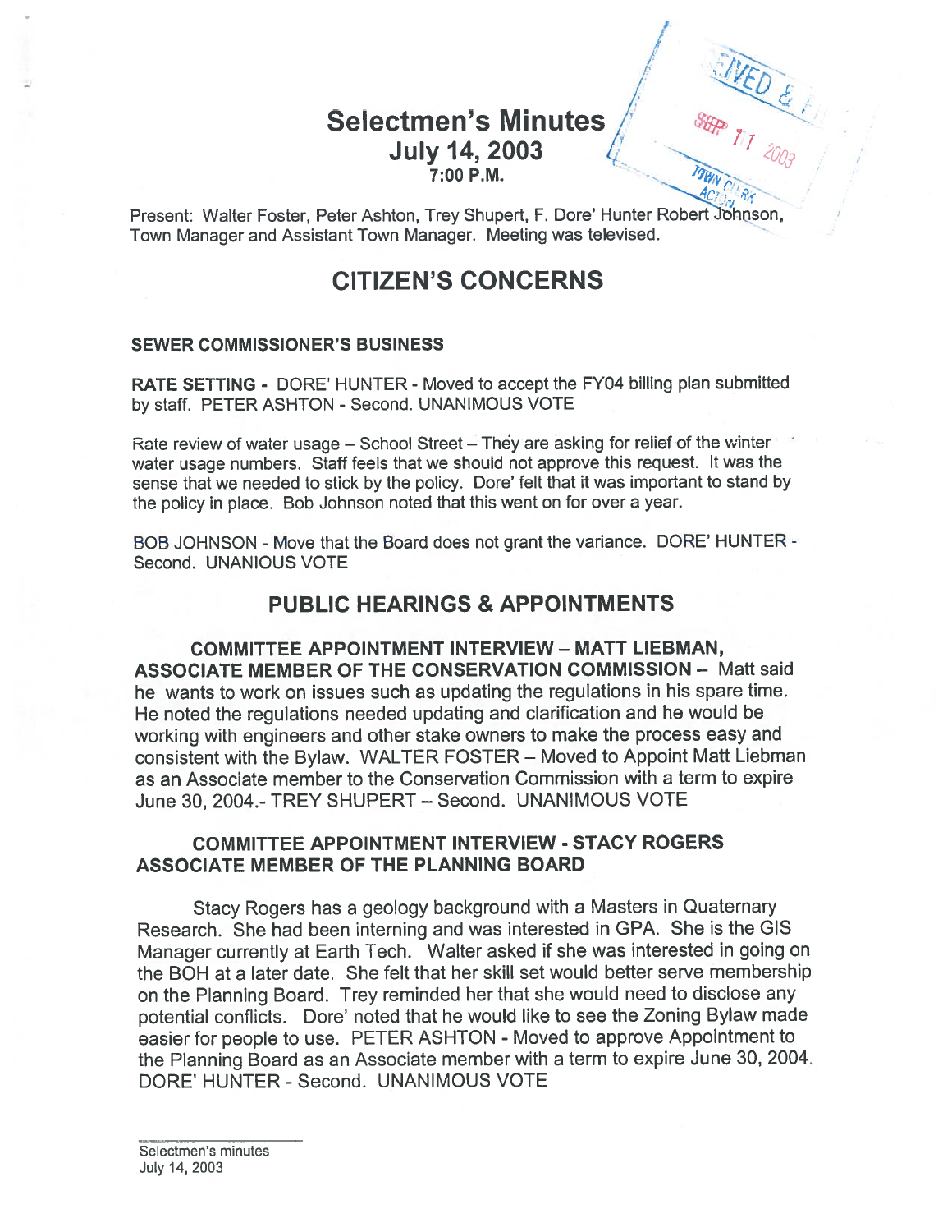# Selectmen's Minutes

## July 14, 2003

### 7:00 P.M.

Present: Walter Foster, Peter Ashton, Trey Shupert, F. Dore' Hunter Robert Johnson, Town Manager and Assistant Town Manager. Meeting was televised.

# CITIZEN'S CONCERNS

**SEWER COMMISSIONER'S BUSINESS**

**RATE SETTING -** DORE' HUNTER - Moved to accept the FY04 billing plan submitted by staff. PETER ASHTON - Second. UNANIMOUS VOTE

Rate review of water usage – School Street – They are asking for relief of the winter water usage numbers. Staff feels that we should not approve this request. It was the sense that we needed to stick by the policy. Dore' felt that it was important to stand by the policy in place. Bob Johnson noted that this went on for over a year.

BOB JOHNSON - Move that the Board does not grant the variance. DORE' HUNTER - Second. UNANIOUS VOTE

## PUBLIC HEARINGS & APPOINTMENTS

**COMMITTEE APPOINTMENT INTERVIEW – MATT LIEBMAN, ASSOCIATE MEMBER OF THE CONSERVATION COMMISSION –** Matt said he wants to work on issues such as updating the regulations in his spare time. He noted the regulations needed updating and clarification and he would be working with engineers and other stake owners to make the process easy and consistent with the Bylaw. WALTER FOSTER – Moved to Appoint Matt Liebman as an Associate member to the Conservation Commission with a term to expire June 30, 2004.- TREY SHUPERT – Second. UNANIMOUS VOTE

**COMMITTEE APPOINTMENT INTERVIEW - STACY ROGERS ASSOCIATE MEMBER OF THE PLANNING BOARD**

Stacy Rogers has a geology background with a Masters in Quaternary Research. She had been interning and was interested in GPA. She is the GIS Manager currently at Earth Tech. Walter asked if she was interested in going on the BOH at a later date. She felt that her skill set would better serve membership on the Planning Board. Trey reminded her that she would need to disclose any potential conflicts. Dore' noted that he would like to see the Zoning Bylaw made easier for people to use. PETER ASHTON - Moved to approve Appointment to the Planning Board as an Associate member with a term to expire June 30, 2004. DORE' HUNTER - Second. UNANIMOUS VOTE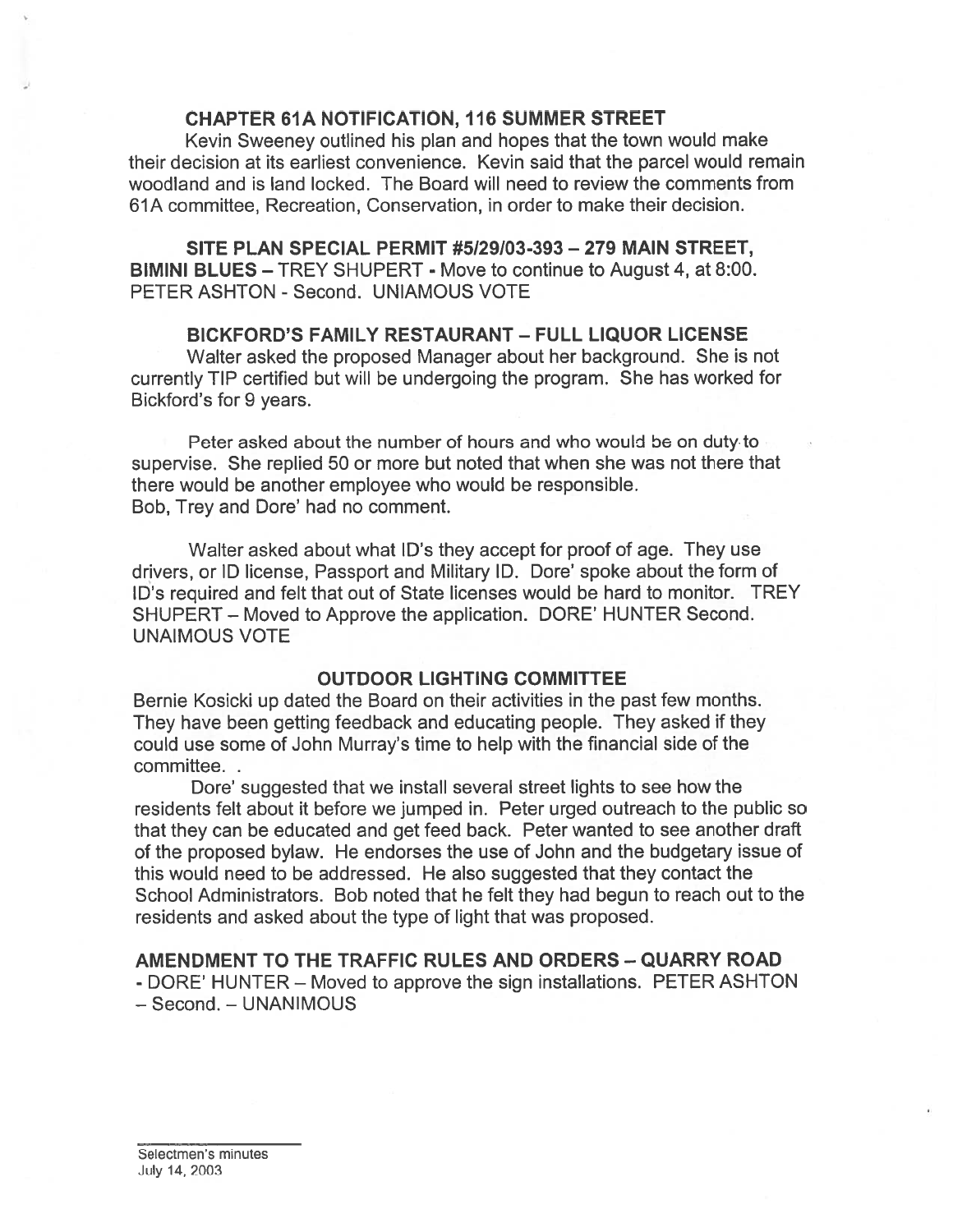## CHAPTER 61A NOTIFICATION, 116 SUMMER STREET

Kevin Sweeney outlined his plan and hopes that the town would make their decision at its earliest convenience. Kevin said that the parcel would remain woodland and is land locked. The Board will need to review the comments from 61A committee, Recreation, Conservation, in order to make their decision.

## SITE PLAN SPECIAL PERMIT #5/29/03-393 – 279 MAIN STREET, BIMINI BLUES

**–** TREY SHUPERT - Move to continue to August 4, at 8:00. PETER ASHTON - Second. UNIAMOUS VOTE

## BICKFORD'S FAMILY RESTAURANT – FULL LIQUOR LICENSE

Walter asked the proposed Manager about her background. She is not currently TIP certified but will be undergoing the program. She has worked for Bickford's for 9 years.

Peter asked about the number of hours and who would be on duty to supervise. She replied 50 or more but noted that when she was not there that there would be another employee who would be responsible.
Bob, Trey and Dore' had no comment.

Walter asked about what ID's they accept for proof of age. They use drivers, or ID license, Passport and Military ID. Dore' spoke about the form of ID's required and felt that out of State licenses would be hard to monitor. TREY SHUPERT – Moved to Approve the application. DORE' HUNTER Second. UNAIMOUS VOTE

## OUTDOOR LIGHTING COMMITTEE

Bernie Kosicki up dated the Board on their activities in the past few months. They have been getting feedback and educating people. They asked if they could use some of John Murray's time to help with the financial side of the committee. .

Dore' suggested that we install several street lights to see how the residents felt about it before we jumped in. Peter urged outreach to the public so that they can be educated and get feed back. Peter wanted to see another draft of the proposed bylaw. He endorses the use of John and the budgetary issue of this would need to be addressed. He also suggested that they contact the School Administrators. Bob noted that he felt they had begun to reach out to the residents and asked about the type of light that was proposed.

## AMENDMENT TO THE TRAFFIC RULES AND ORDERS – QUARRY ROAD

- DORE' HUNTER – Moved to approve the sign installations. PETER ASHTON – Second. – UNANIMOUS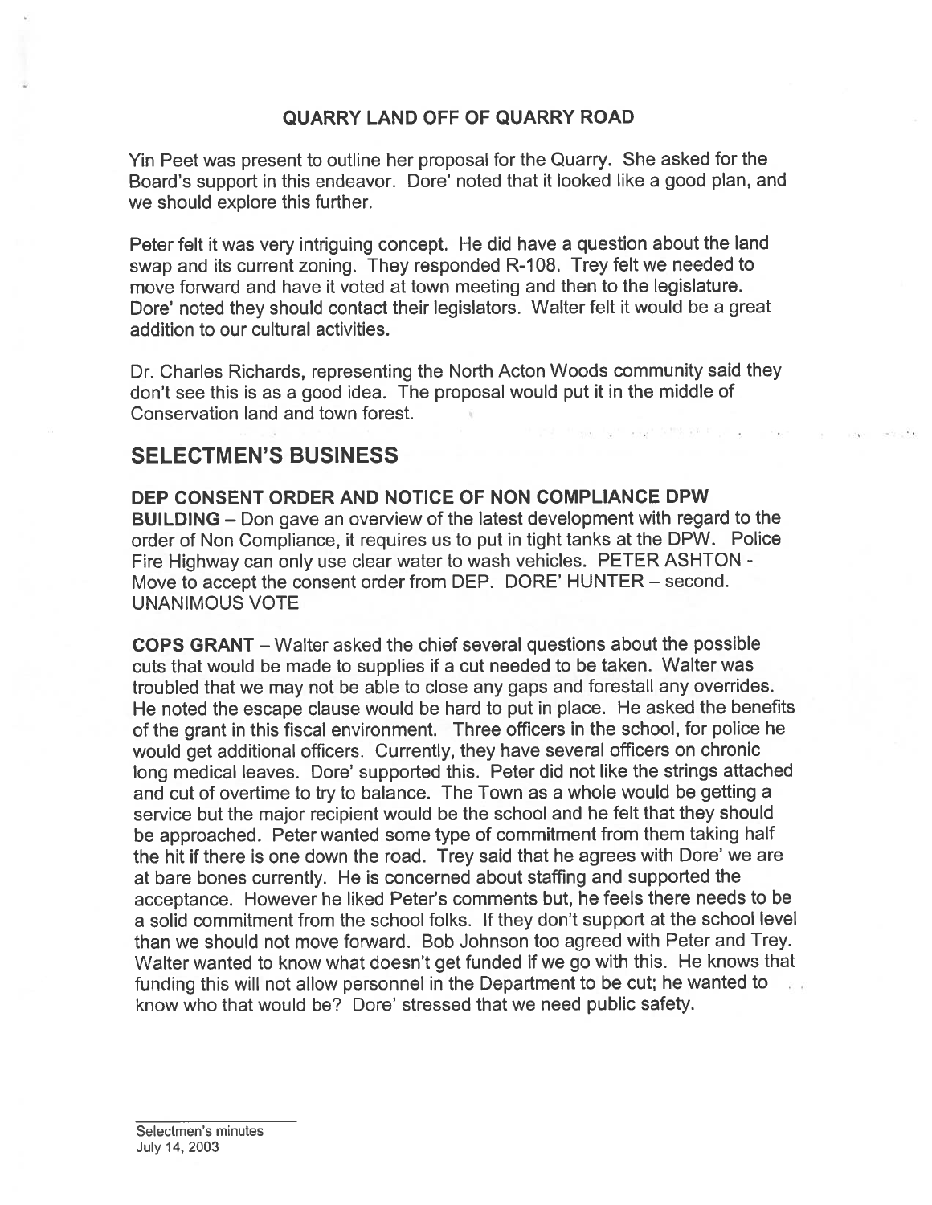### QUARRY LAND OFF OF QUARRY ROAD

Yin Peet was present to outline her proposal for the Quarry. She asked for the Board's support in this endeavor. Dore' noted that it looked like a good plan, and we should explore this further.

Peter felt it was very intriguing concept. He did have a question about the land swap and its current zoning. They responded R-108. Trey felt we needed to move forward and have it voted at town meeting and then to the legislature. Dore' noted they should contact their legislators. Walter felt it would be a great addition to our cultural activities.

Dr. Charles Richards, representing the North Acton Woods community said they don't see this is as a good idea. The proposal would put it in the middle of Conservation land and town forest.

## SELECTMEN'S BUSINESS

**DEP CONSENT ORDER AND NOTICE OF NON COMPLIANCE DPW BUILDING** – Don gave an overview of the latest development with regard to the order of Non Compliance, it requires us to put in tight tanks at the DPW. Police Fire Highway can only use clear water to wash vehicles. PETER ASHTON - Move to accept the consent order from DEP. DORE' HUNTER – second. UNANIMOUS VOTE

**COPS GRANT** – Walter asked the chief several questions about the possible cuts that would be made to supplies if a cut needed to be taken. Walter was troubled that we may not be able to close any gaps and forestall any overrides. He noted the escape clause would be hard to put in place. He asked the benefits of the grant in this fiscal environment. Three officers in the school, for police he would get additional officers. Currently, they have several officers on chronic long medical leaves. Dore' supported this. Peter did not like the strings attached and cut of overtime to try to balance. The Town as a whole would be getting a service but the major recipient would be the school and he felt that they should be approached. Peter wanted some type of commitment from them taking half the hit if there is one down the road. Trey said that he agrees with Dore' we are at bare bones currently. He is concerned about staffing and supported the acceptance. However he liked Peter's comments but, he feels there needs to be a solid commitment from the school folks. If they don't support at the school level than we should not move forward. Bob Johnson too agreed with Peter and Trey. Walter wanted to know what doesn't get funded if we go with this. He knows that funding this will not allow personnel in the Department to be cut; he wanted to know who that would be? Dore' stressed that we need public safety.

Selectmen's minutes
July 14, 2003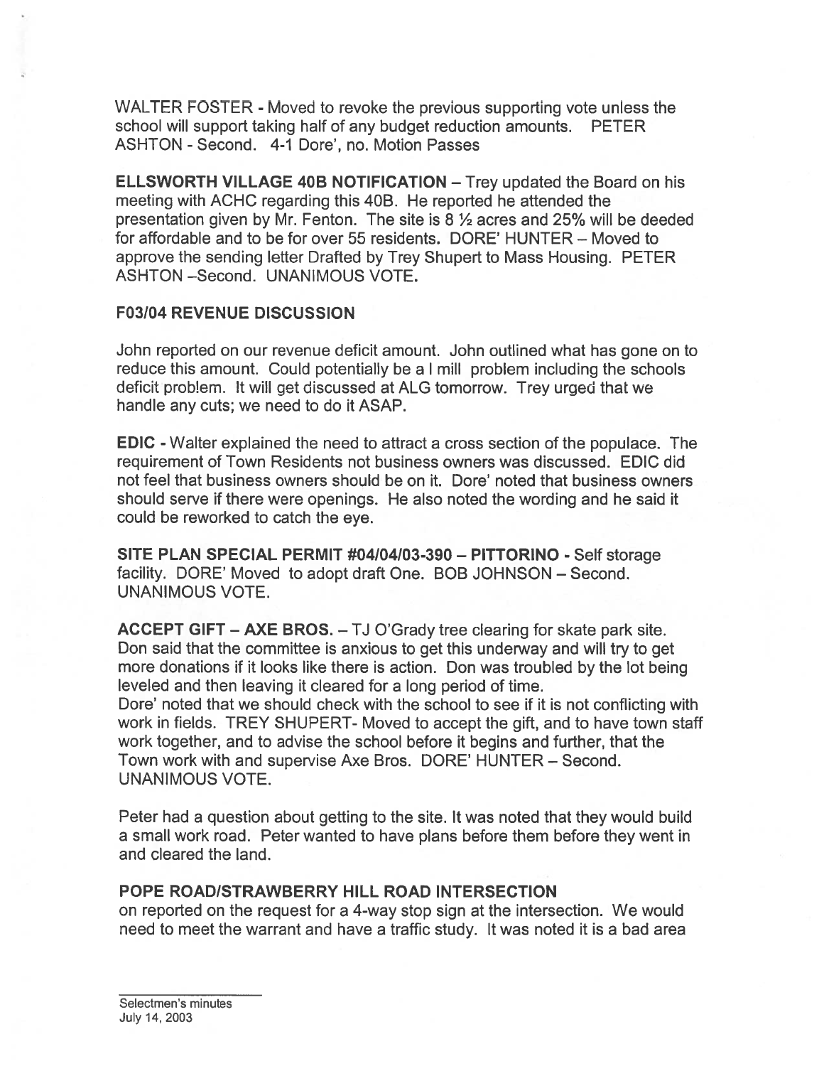WALTER FOSTER - Moved to revoke the previous supporting vote unless the school will support taking half of any budget reduction amounts. PETER ASHTON - Second. 4-1 Dore', no. Motion Passes

**ELLSWORTH VILLAGE 40B NOTIFICATION** – Trey updated the Board on his meeting with ACHC regarding this 40B. He reported he attended the presentation given by Mr. Fenton. The site is 8 ½ acres and 25% will be deeded for affordable and to be for over 55 residents. DORE' HUNTER – Moved to approve the sending letter Drafted by Trey Shupert to Mass Housing. PETER ASHTON –Second. UNANIMOUS VOTE.

**F03/04 REVENUE DISCUSSION**

John reported on our revenue deficit amount. John outlined what has gone on to reduce this amount. Could potentially be a I mill problem including the schools deficit problem. It will get discussed at ALG tomorrow. Trey urged that we handle any cuts; we need to do it ASAP.

**EDIC** - Walter explained the need to attract a cross section of the populace. The requirement of Town Residents not business owners was discussed. EDIC did not feel that business owners should be on it. Dore' noted that business owners should serve if there were openings. He also noted the wording and he said it could be reworked to catch the eye.

**SITE PLAN SPECIAL PERMIT #04/04/03-390 – PITTORINO** - Self storage facility. DORE' Moved to adopt draft One. BOB JOHNSON – Second. UNANIMOUS VOTE.

**ACCEPT GIFT – AXE BROS.** – TJ O'Grady tree clearing for skate park site. Don said that the committee is anxious to get this underway and will try to get more donations if it looks like there is action. Don was troubled by the lot being leveled and then leaving it cleared for a long period of time.
Dore' noted that we should check with the school to see if it is not conflicting with work in fields. TREY SHUPERT- Moved to accept the gift, and to have town staff work together, and to advise the school before it begins and further, that the Town work with and supervise Axe Bros. DORE' HUNTER – Second. UNANIMOUS VOTE.

Peter had a question about getting to the site. It was noted that they would build a small work road. Peter wanted to have plans before them before they went in and cleared the land.

**POPE ROAD/STRAWBERRY HILL ROAD INTERSECTION**
on reported on the request for a 4-way stop sign at the intersection. We would need to meet the warrant and have a traffic study. It was noted it is a bad area

Selectmen's minutes
July 14, 2003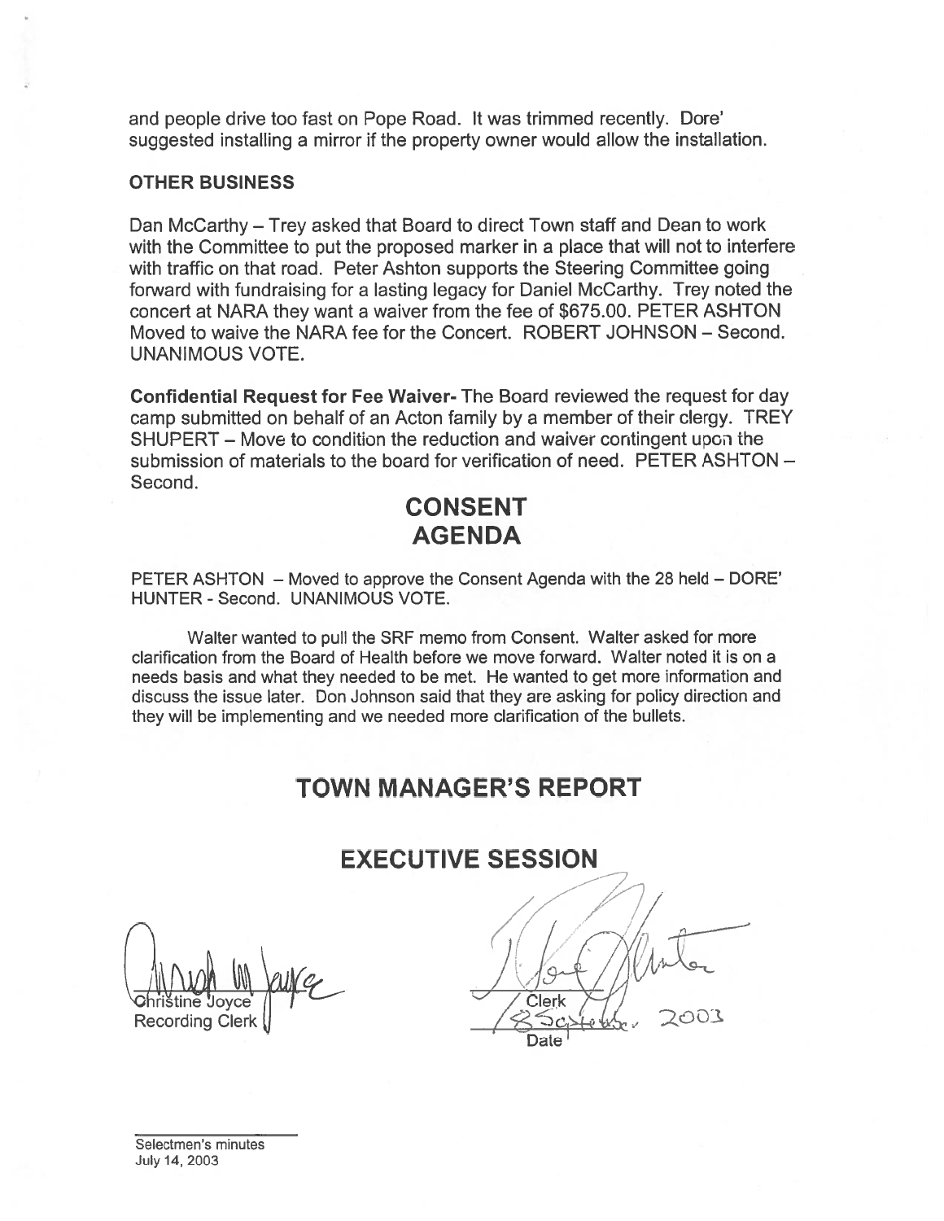and people drive too fast on Pope Road. It was trimmed recently. Dore' suggested installing a mirror if the property owner would allow the installation.

### OTHER BUSINESS

Dan McCarthy – Trey asked that Board to direct Town staff and Dean to work with the Committee to put the proposed marker in a place that will not to interfere with traffic on that road. Peter Ashton supports the Steering Committee going forward with fundraising for a lasting legacy for Daniel McCarthy. Trey noted the concert at NARA they want a waiver from the fee of $675.00. PETER ASHTON Moved to waive the NARA fee for the Concert. ROBERT JOHNSON – Second. UNANIMOUS VOTE.

**Confidential Request for Fee Waiver-** The Board reviewed the request for day camp submitted on behalf of an Acton family by a member of their clergy. TREY SHUPERT – Move to condition the reduction and waiver contingent upon the submission of materials to the board for verification of need. PETER ASHTON – Second.

## CONSENT AGENDA

PETER ASHTON – Moved to approve the Consent Agenda with the 28 held – DORE' HUNTER - Second. UNANIMOUS VOTE.

Walter wanted to pull the SRF memo from Consent. Walter asked for more clarification from the Board of Health before we move forward. Walter noted it is on a needs basis and what they needed to be met. He wanted to get more information and discuss the issue later. Don Johnson said that they are asking for policy direction and they will be implementing and we needed more clarification of the bullets.

## TOWN MANAGER'S REPORT

## EXECUTIVE SESSION

Christine Joyce
Recording Clerk

Clerk

8 September 2003
Date

Selectmen's minutes
July 14, 2003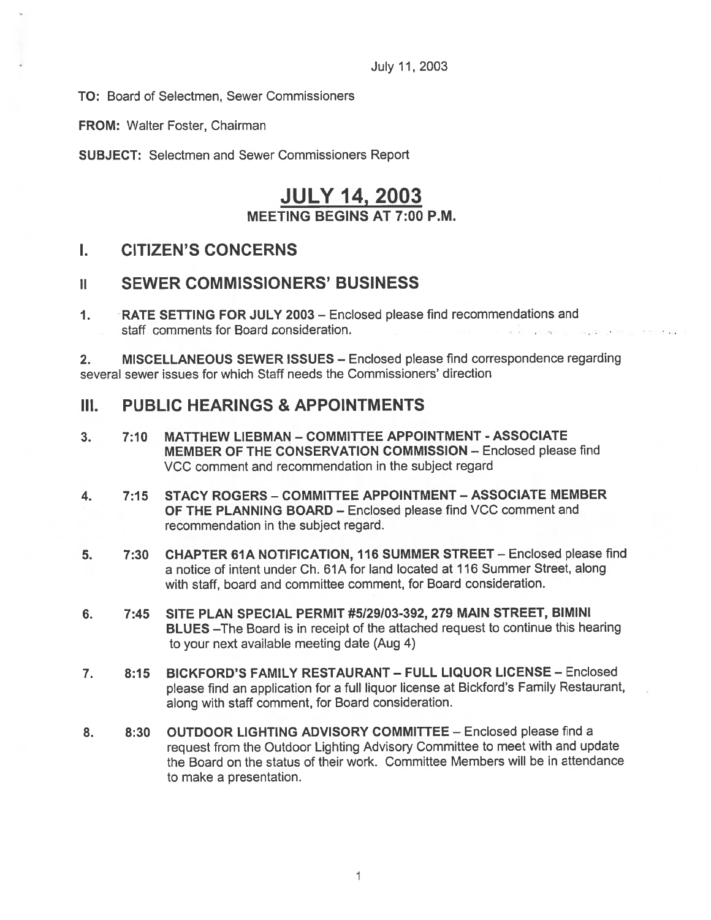July 11, 2003

**TO:** Board of Selectmen, Sewer Commissioners

**FROM:** Walter Foster, Chairman

**SUBJECT:** Selectmen and Sewer Commissioners Report

# JULY 14, 2003

**MEETING BEGINS AT 7:00 P.M.**

## I. CITIZEN'S CONCERNS

## II SEWER COMMISSIONERS' BUSINESS

1. **RATE SETTING FOR JULY 2003** – Enclosed please find recommendations and staff comments for Board consideration.

2. **MISCELLANEOUS SEWER ISSUES** – Enclosed please find correspondence regarding several sewer issues for which Staff needs the Commissioners' direction

## III. PUBLIC HEARINGS & APPOINTMENTS

3. **7:10 MATTHEW LIEBMAN – COMMITTEE APPOINTMENT - ASSOCIATE MEMBER OF THE CONSERVATION COMMISSION** – Enclosed please find VCC comment and recommendation in the subject regard

4. **7:15 STACY ROGERS – COMMITTEE APPOINTMENT – ASSOCIATE MEMBER OF THE PLANNING BOARD** – Enclosed please find VCC comment and recommendation in the subject regard.

5. **7:30 CHAPTER 61A NOTIFICATION, 116 SUMMER STREET** – Enclosed please find a notice of intent under Ch. 61A for land located at 116 Summer Street, along with staff, board and committee comment, for Board consideration.

6. **7:45 SITE PLAN SPECIAL PERMIT #5/29/03-392, 279 MAIN STREET, BIMINI BLUES** –The Board is in receipt of the attached request to continue this hearing to your next available meeting date (Aug 4)

7. **8:15 BICKFORD'S FAMILY RESTAURANT – FULL LIQUOR LICENSE** – Enclosed please find an application for a full liquor license at Bickford's Family Restaurant, along with staff comment, for Board consideration.

8. **8:30 OUTDOOR LIGHTING ADVISORY COMMITTEE** – Enclosed please find a request from the Outdoor Lighting Advisory Committee to meet with and update the Board on the status of their work. Committee Members will be in attendance to make a presentation.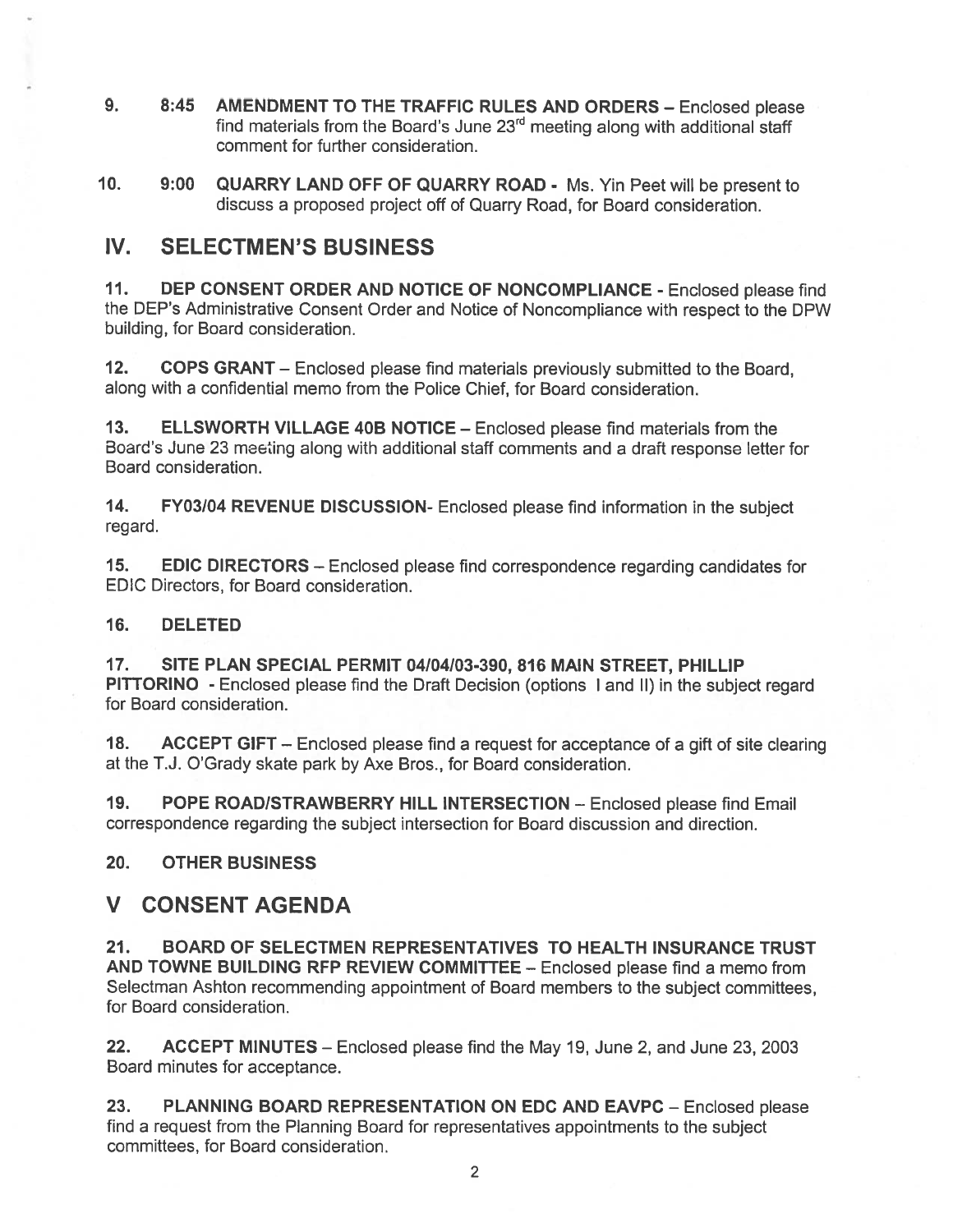9. **8:45 AMENDMENT TO THE TRAFFIC RULES AND ORDERS** – Enclosed please find materials from the Board's June 23rd meeting along with additional staff comment for further consideration.

10. **9:00 QUARRY LAND OFF OF QUARRY ROAD** - Ms. Yin Peet will be present to discuss a proposed project off of Quarry Road, for Board consideration.

## IV. SELECTMEN'S BUSINESS

**11. DEP CONSENT ORDER AND NOTICE OF NONCOMPLIANCE** - Enclosed please find the DEP's Administrative Consent Order and Notice of Noncompliance with respect to the DPW building, for Board consideration.

**12. COPS GRANT** – Enclosed please find materials previously submitted to the Board, along with a confidential memo from the Police Chief, for Board consideration.

**13. ELLSWORTH VILLAGE 40B NOTICE** – Enclosed please find materials from the Board's June 23 meeting along with additional staff comments and a draft response letter for Board consideration.

**14. FY03/04 REVENUE DISCUSSION**- Enclosed please find information in the subject regard.

**15. EDIC DIRECTORS** – Enclosed please find correspondence regarding candidates for EDIC Directors, for Board consideration.

**16. DELETED**

**17. SITE PLAN SPECIAL PERMIT 04/04/03-390, 816 MAIN STREET, PHILLIP PITTORINO** - Enclosed please find the Draft Decision (options I and II) in the subject regard for Board consideration.

**18. ACCEPT GIFT** – Enclosed please find a request for acceptance of a gift of site clearing at the T.J. O'Grady skate park by Axe Bros., for Board consideration.

**19. POPE ROAD/STRAWBERRY HILL INTERSECTION** – Enclosed please find Email correspondence regarding the subject intersection for Board discussion and direction.

**20. OTHER BUSINESS**

## V CONSENT AGENDA

**21. BOARD OF SELECTMEN REPRESENTATIVES TO HEALTH INSURANCE TRUST AND TOWNE BUILDING RFP REVIEW COMMITTEE** – Enclosed please find a memo from Selectman Ashton recommending appointment of Board members to the subject committees, for Board consideration.

**22. ACCEPT MINUTES** – Enclosed please find the May 19, June 2, and June 23, 2003 Board minutes for acceptance.

**23. PLANNING BOARD REPRESENTATION ON EDC AND EAVPC** – Enclosed please find a request from the Planning Board for representatives appointments to the subject committees, for Board consideration.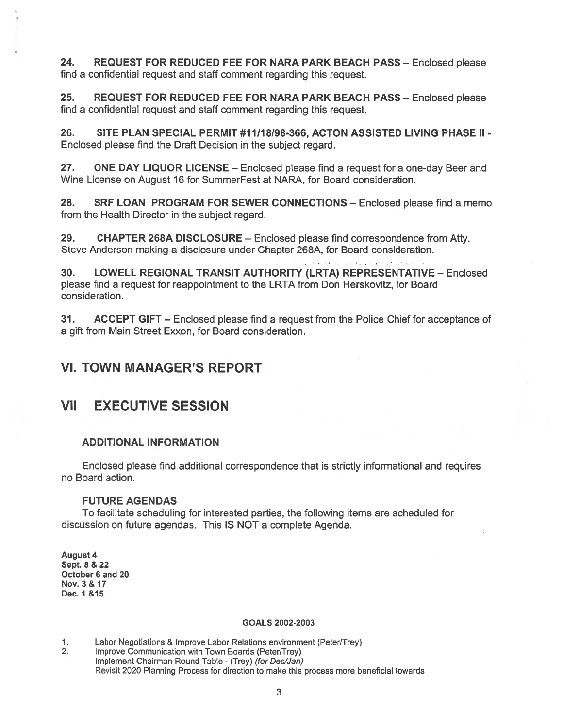**24. REQUEST FOR REDUCED FEE FOR NARA PARK BEACH PASS** – Enclosed please find a confidential request and staff comment regarding this request.

**25. REQUEST FOR REDUCED FEE FOR NARA PARK BEACH PASS** – Enclosed please find a confidential request and staff comment regarding this request.

**26. SITE PLAN SPECIAL PERMIT #11/18/98-366, ACTON ASSISTED LIVING PHASE II** - Enclosed please find the Draft Decision in the subject regard.

**27. ONE DAY LIQUOR LICENSE** – Enclosed please find a request for a one-day Beer and Wine License on August 16 for SummerFest at NARA, for Board consideration.

**28. SRF LOAN PROGRAM FOR SEWER CONNECTIONS** – Enclosed please find a memo from the Health Director in the subject regard.

**29. CHAPTER 268A DISCLOSURE** – Enclosed please find correspondence from Atty. Steve Anderson making a disclosure under Chapter 268A, for Board consideration.

**30. LOWELL REGIONAL TRANSIT AUTHORITY (LRTA) REPRESENTATIVE** – Enclosed please find a request for reappointment to the LRTA from Don Herskovitz, for Board consideration.

**31. ACCEPT GIFT** – Enclosed please find a request from the Police Chief for acceptance of a gift from Main Street Exxon, for Board consideration.

## VI. TOWN MANAGER'S REPORT

## VII EXECUTIVE SESSION

### ADDITIONAL INFORMATION

Enclosed please find additional correspondence that is strictly informational and requires no Board action.

### FUTURE AGENDAS

To facilitate scheduling for interested parties, the following items are scheduled for discussion on future agendas. This IS NOT a complete Agenda.

**August 4**
**Sept. 8 & 22**
**October 6 and 20**
**Nov. 3 & 17**
**Dec. 1 &15**

**GOALS 2002-2003**

1. Labor Negotiations & Improve Labor Relations environment (Peter/Trey)
2. Improve Communication with Town Boards (Peter/Trey)
   Implement Chairman Round Table - (Trey) *(for Dec/Jan)*
   Revisit 2020 Planning Process for direction to make this process more beneficial towards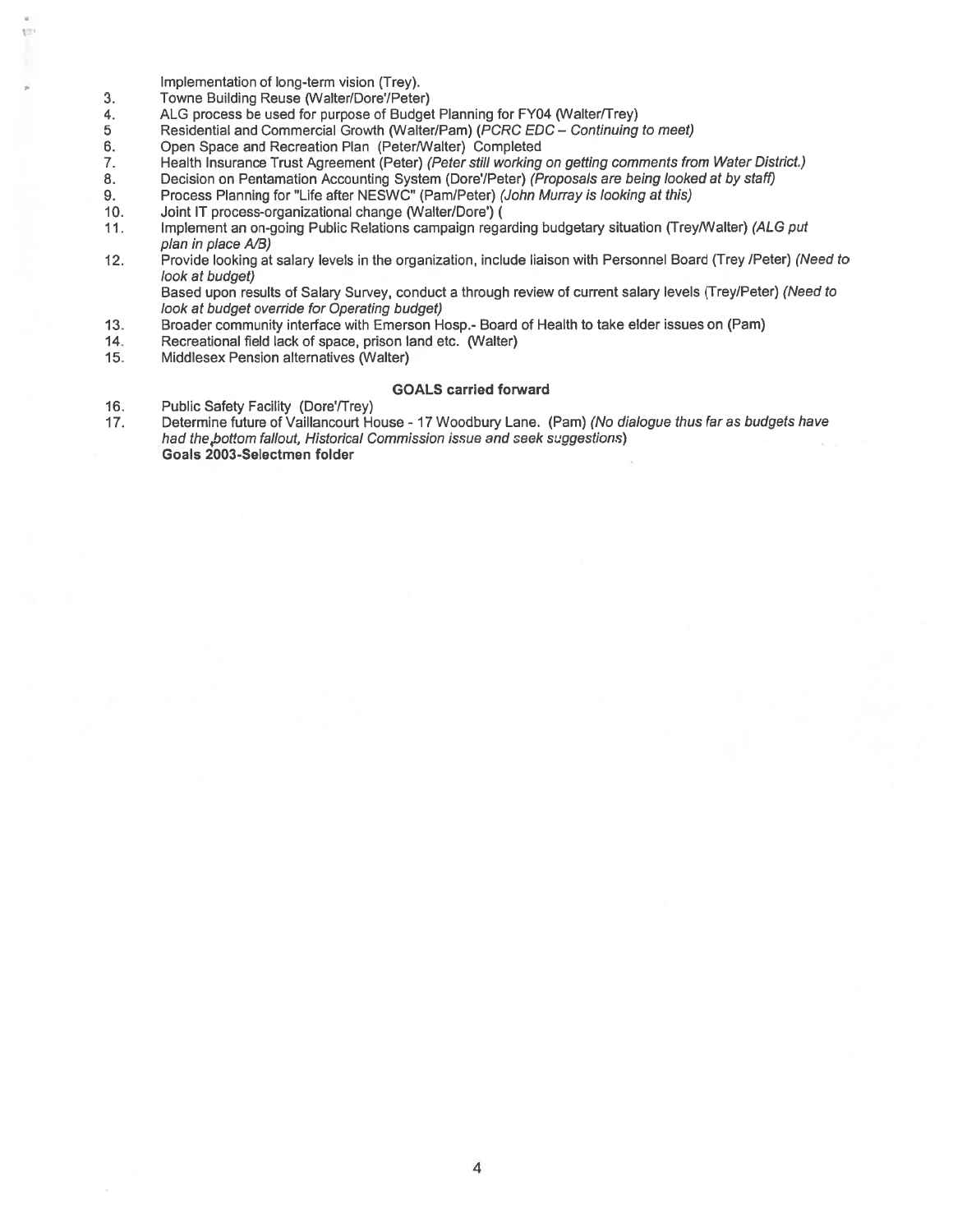Implementation of long-term vision (Trey).

3. Towne Building Reuse (Walter/Dore'/Peter)
4. ALG process be used for purpose of Budget Planning for FY04 (Walter/Trey)
5 Residential and Commercial Growth (Walter/Pam) *(PCRC EDC – Continuing to meet)*
6. Open Space and Recreation Plan (Peter/Walter) Completed
7. Health Insurance Trust Agreement (Peter) *(Peter still working on getting comments from Water District.)*
8. Decision on Pentamation Accounting System (Dore'/Peter) *(Proposals are being looked at by staff)*
9. Process Planning for "Life after NESWC" (Pam/Peter) *(John Murray is looking at this)*
10. Joint IT process-organizational change (Walter/Dore') (
11. Implement an on-going Public Relations campaign regarding budgetary situation (Trey/Walter) *(ALG put plan in place A/B)*
12. Provide looking at salary levels in the organization, include liaison with Personnel Board (Trey /Peter) *(Need to look at budget)*
    Based upon results of Salary Survey, conduct a through review of current salary levels (Trey/Peter) *(Need to look at budget override for Operating budget)*
13. Broader community interface with Emerson Hosp.- Board of Health to take elder issues on (Pam)
14. Recreational field lack of space, prison land etc. (Walter)
15. Middlesex Pension alternatives (Walter)

**GOALS carried forward**

16. Public Safety Facility (Dore'/Trey)
17. Determine future of Vaillancourt House - 17 Woodbury Lane. (Pam) *(No dialogue thus far as budgets have had the bottom fallout, Historical Commission issue and seek suggestions)*

**Goals 2003-Selectmen folder**